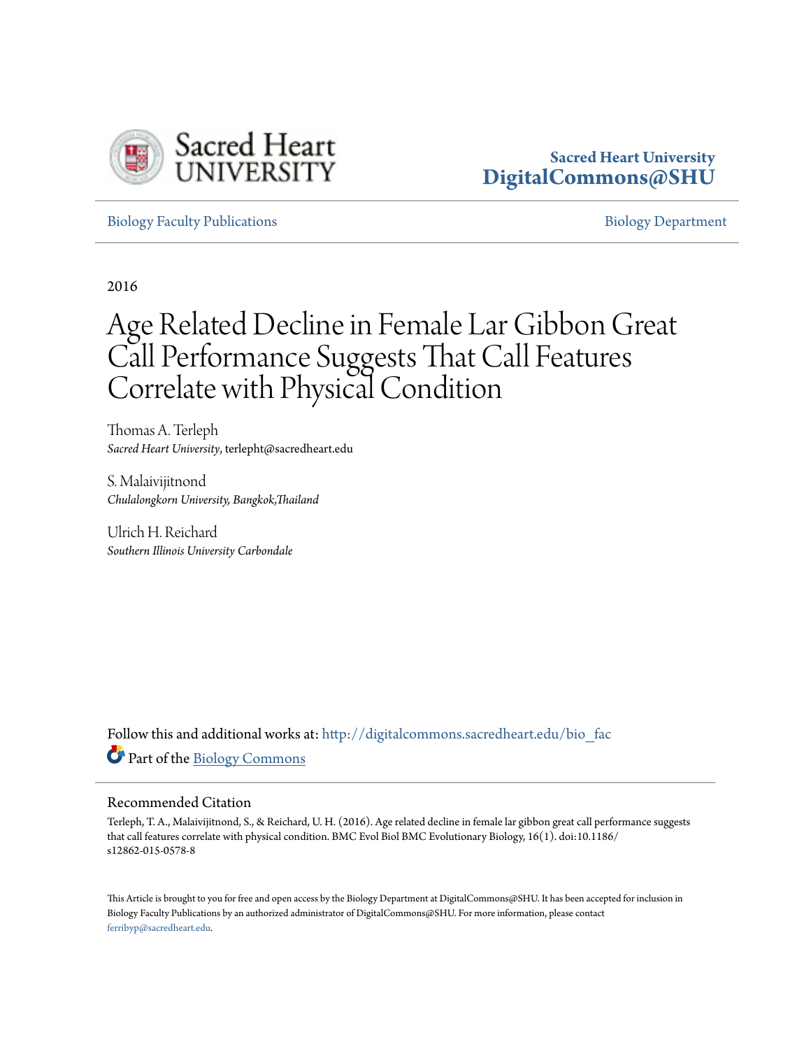Sacred Heart University
DigitalCommons@SHU

Biology Faculty Publications | Biology Department

2016

# Age Related Decline in Female Lar Gibbon Great Call Performance Suggests That Call Features Correlate with Physical Condition

Thomas A. Terleph
*Sacred Heart University*, terlepht@sacredheart.edu

S. Malaivijitnond
*Chulalongkorn University, Bangkok,Thailand*

Ulrich H. Reichard
*Southern Illinois University Carbondale*

Follow this and additional works at: http://digitalcommons.sacredheart.edu/bio_fac

Part of the Biology Commons

## Recommended Citation

Terleph, T. A., Malaivijitnond, S., & Reichard, U. H. (2016). Age related decline in female lar gibbon great call performance suggests that call features correlate with physical condition. BMC Evol Biol BMC Evolutionary Biology, 16(1). doi:10.1186/s12862-015-0578-8

This Article is brought to you for free and open access by the Biology Department at DigitalCommons@SHU. It has been accepted for inclusion in Biology Faculty Publications by an authorized administrator of DigitalCommons@SHU. For more information, please contact ferribyp@sacredheart.edu.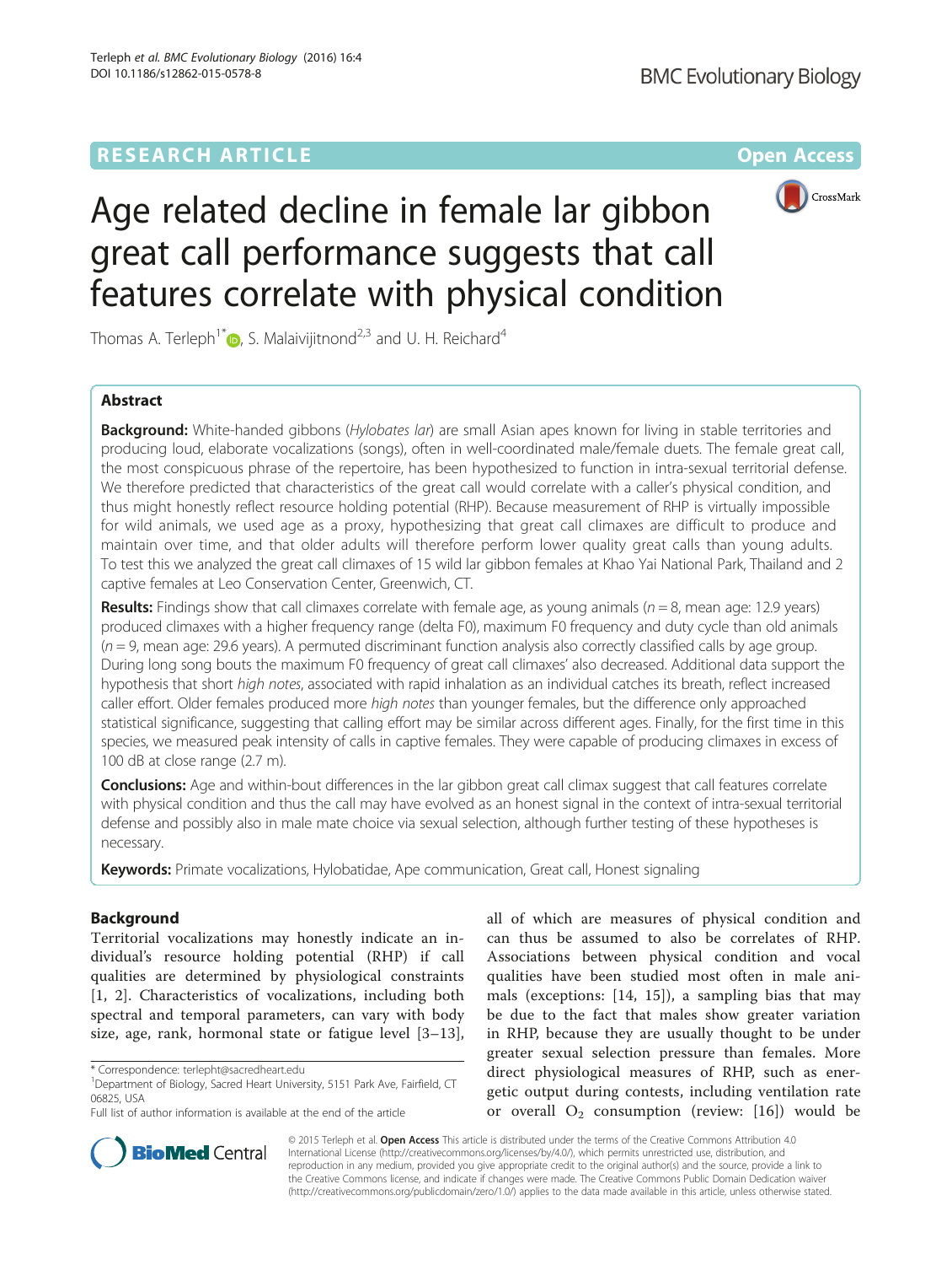# Age related decline in female lar gibbon great call performance suggests that call features correlate with physical condition

Thomas A. Terleph[1*], S. Malaivijitnond[2,3] and U. H. Reichard[4]

## Abstract

**Background:** White-handed gibbons (*Hylobates lar*) are small Asian apes known for living in stable territories and producing loud, elaborate vocalizations (songs), often in well-coordinated male/female duets. The female great call, the most conspicuous phrase of the repertoire, has been hypothesized to function in intra-sexual territorial defense. We therefore predicted that characteristics of the great call would correlate with a caller's physical condition, and thus might honestly reflect resource holding potential (RHP). Because measurement of RHP is virtually impossible for wild animals, we used age as a proxy, hypothesizing that great call climaxes are difficult to produce and maintain over time, and that older adults will therefore perform lower quality great calls than young adults. To test this we analyzed the great call climaxes of 15 wild lar gibbon females at Khao Yai National Park, Thailand and 2 captive females at Leo Conservation Center, Greenwich, CT.

**Results:** Findings show that call climaxes correlate with female age, as young animals ($n = 8$, mean age: 12.9 years) produced climaxes with a higher frequency range (delta F0), maximum F0 frequency and duty cycle than old animals ($n = 9$, mean age: 29.6 years). A permuted discriminant function analysis also correctly classified calls by age group. During long song bouts the maximum F0 frequency of great call climaxes' also decreased. Additional data support the hypothesis that short *high notes*, associated with rapid inhalation as an individual catches its breath, reflect increased caller effort. Older females produced more *high notes* than younger females, but the difference only approached statistical significance, suggesting that calling effort may be similar across different ages. Finally, for the first time in this species, we measured peak intensity of calls in captive females. They were capable of producing climaxes in excess of 100 dB at close range (2.7 m).

**Conclusions:** Age and within-bout differences in the lar gibbon great call climax suggest that call features correlate with physical condition and thus the call may have evolved as an honest signal in the context of intra-sexual territorial defense and possibly also in male mate choice via sexual selection, although further testing of these hypotheses is necessary.

**Keywords:** Primate vocalizations, Hylobatidae, Ape communication, Great call, Honest signaling

## Background

Territorial vocalizations may honestly indicate an individual's resource holding potential (RHP) if call qualities are determined by physiological constraints [1, 2]. Characteristics of vocalizations, including both spectral and temporal parameters, can vary with body size, age, rank, hormonal state or fatigue level [3–13], all of which are measures of physical condition and can thus be assumed to also be correlates of RHP. Associations between physical condition and vocal qualities have been studied most often in male animals (exceptions: [14, 15]), a sampling bias that may be due to the fact that males show greater variation in RHP, because they are usually thought to be under greater sexual selection pressure than females. More direct physiological measures of RHP, such as energetic output during contests, including ventilation rate or overall $O_2$ consumption (review: [16]) would be

\* Correspondence: terlepht@sacredheart.edu
[1]Department of Biology, Sacred Heart University, 5151 Park Ave, Fairfield, CT 06825, USA
Full list of author information is available at the end of the article

© 2015 Terleph et al. **Open Access** This article is distributed under the terms of the Creative Commons Attribution 4.0 International License (http://creativecommons.org/licenses/by/4.0/), which permits unrestricted use, distribution, and reproduction in any medium, provided you give appropriate credit to the original author(s) and the source, provide a link to the Creative Commons license, and indicate if changes were made. The Creative Commons Public Domain Dedication waiver (http://creativecommons.org/publicdomain/zero/1.0/) applies to the data made available in this article, unless otherwise stated.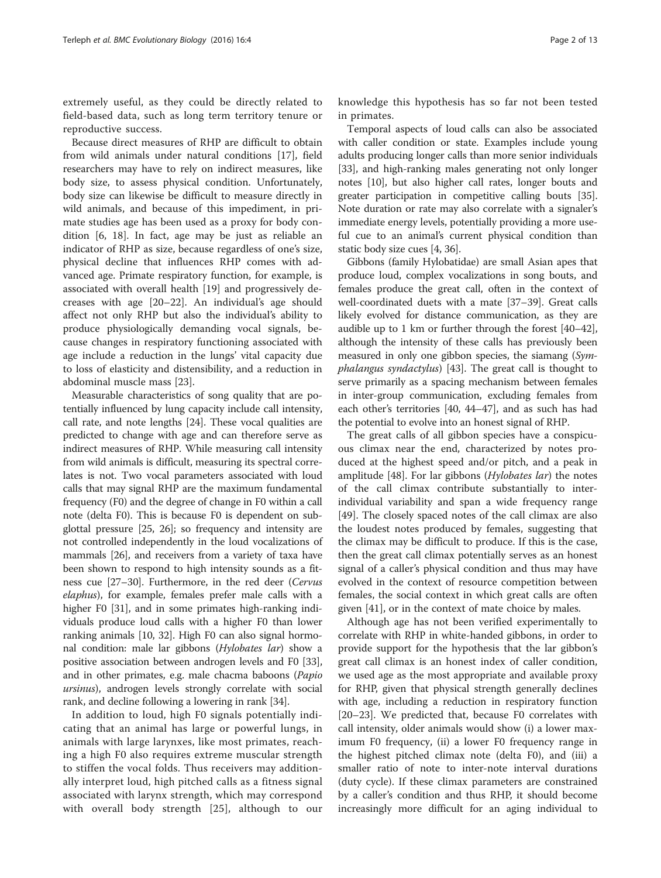extremely useful, as they could be directly related to field-based data, such as long term territory tenure or reproductive success.

Because direct measures of RHP are difficult to obtain from wild animals under natural conditions [17], field researchers may have to rely on indirect measures, like body size, to assess physical condition. Unfortunately, body size can likewise be difficult to measure directly in wild animals, and because of this impediment, in primate studies age has been used as a proxy for body condition [6, 18]. In fact, age may be just as reliable an indicator of RHP as size, because regardless of one's size, physical decline that influences RHP comes with advanced age. Primate respiratory function, for example, is associated with overall health [19] and progressively decreases with age [20–22]. An individual's age should affect not only RHP but also the individual's ability to produce physiologically demanding vocal signals, because changes in respiratory functioning associated with age include a reduction in the lungs' vital capacity due to loss of elasticity and distensibility, and a reduction in abdominal muscle mass [23].

Measurable characteristics of song quality that are potentially influenced by lung capacity include call intensity, call rate, and note lengths [24]. These vocal qualities are predicted to change with age and can therefore serve as indirect measures of RHP. While measuring call intensity from wild animals is difficult, measuring its spectral correlates is not. Two vocal parameters associated with loud calls that may signal RHP are the maximum fundamental frequency (F0) and the degree of change in F0 within a call note (delta F0). This is because F0 is dependent on subglottal pressure [25, 26]; so frequency and intensity are not controlled independently in the loud vocalizations of mammals [26], and receivers from a variety of taxa have been shown to respond to high intensity sounds as a fitness cue [27–30]. Furthermore, in the red deer (*Cervus elaphus*), for example, females prefer male calls with a higher F0 [31], and in some primates high-ranking individuals produce loud calls with a higher F0 than lower ranking animals [10, 32]. High F0 can also signal hormonal condition: male lar gibbons (*Hylobates lar*) show a positive association between androgen levels and F0 [33], and in other primates, e.g. male chacma baboons (*Papio ursinus*), androgen levels strongly correlate with social rank, and decline following a lowering in rank [34].

In addition to loud, high F0 signals potentially indicating that an animal has large or powerful lungs, in animals with large larynxes, like most primates, reaching a high F0 also requires extreme muscular strength to stiffen the vocal folds. Thus receivers may additionally interpret loud, high pitched calls as a fitness signal associated with larynx strength, which may correspond with overall body strength [25], although to our knowledge this hypothesis has so far not been tested in primates.

Temporal aspects of loud calls can also be associated with caller condition or state. Examples include young adults producing longer calls than more senior individuals [33], and high-ranking males generating not only longer notes [10], but also higher call rates, longer bouts and greater participation in competitive calling bouts [35]. Note duration or rate may also correlate with a signaler's immediate energy levels, potentially providing a more useful cue to an animal's current physical condition than static body size cues [4, 36].

Gibbons (family Hylobatidae) are small Asian apes that produce loud, complex vocalizations in song bouts, and females produce the great call, often in the context of well-coordinated duets with a mate [37–39]. Great calls likely evolved for distance communication, as they are audible up to 1 km or further through the forest [40–42], although the intensity of these calls has previously been measured in only one gibbon species, the siamang (*Symphalangus syndactylus*) [43]. The great call is thought to serve primarily as a spacing mechanism between females in inter-group communication, excluding females from each other's territories [40, 44–47], and as such has had the potential to evolve into an honest signal of RHP.

The great calls of all gibbon species have a conspicuous climax near the end, characterized by notes produced at the highest speed and/or pitch, and a peak in amplitude [48]. For lar gibbons (*Hylobates lar*) the notes of the call climax contribute substantially to inter-individual variability and span a wide frequency range [49]. The closely spaced notes of the call climax are also the loudest notes produced by females, suggesting that the climax may be difficult to produce. If this is the case, then the great call climax potentially serves as an honest signal of a caller's physical condition and thus may have evolved in the context of resource competition between females, the social context in which great calls are often given [41], or in the context of mate choice by males.

Although age has not been verified experimentally to correlate with RHP in white-handed gibbons, in order to provide support for the hypothesis that the lar gibbon's great call climax is an honest index of caller condition, we used age as the most appropriate and available proxy for RHP, given that physical strength generally declines with age, including a reduction in respiratory function [20–23]. We predicted that, because F0 correlates with call intensity, older animals would show (i) a lower maximum F0 frequency, (ii) a lower F0 frequency range in the highest pitched climax note (delta F0), and (iii) a smaller ratio of note to inter-note interval durations (duty cycle). If these climax parameters are constrained by a caller's condition and thus RHP, it should become increasingly more difficult for an aging individual to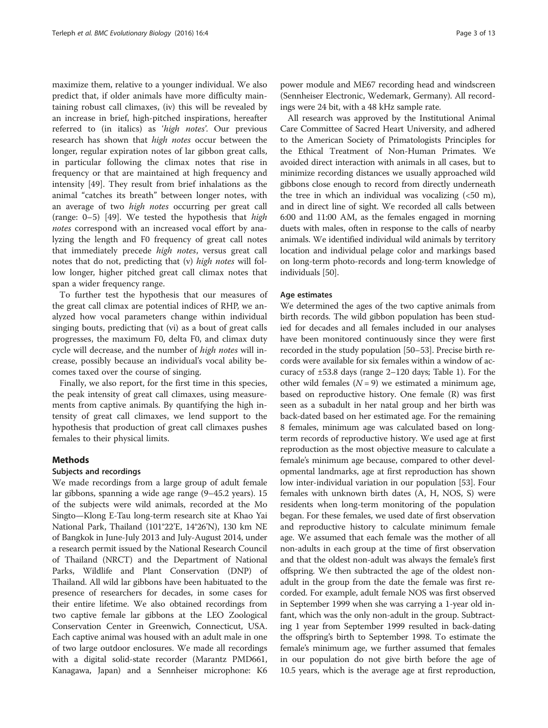maximize them, relative to a younger individual. We also predict that, if older animals have more difficulty maintaining robust call climaxes, (iv) this will be revealed by an increase in brief, high-pitched inspirations, hereafter referred to (in italics) as '*high notes*'. Our previous research has shown that *high notes* occur between the longer, regular expiration notes of lar gibbon great calls, in particular following the climax notes that rise in frequency or that are maintained at high frequency and intensity [49]. They result from brief inhalations as the animal "catches its breath" between longer notes, with an average of two *high notes* occurring per great call (range: 0–5) [49]. We tested the hypothesis that *high notes* correspond with an increased vocal effort by analyzing the length and F0 frequency of great call notes that immediately precede *high notes*, versus great call notes that do not, predicting that (v) *high notes* will follow longer, higher pitched great call climax notes that span a wider frequency range.

To further test the hypothesis that our measures of the great call climax are potential indices of RHP, we analyzed how vocal parameters change within individual singing bouts, predicting that (vi) as a bout of great calls progresses, the maximum F0, delta F0, and climax duty cycle will decrease, and the number of *high notes* will increase, possibly because an individual's vocal ability becomes taxed over the course of singing.

Finally, we also report, for the first time in this species, the peak intensity of great call climaxes, using measurements from captive animals. By quantifying the high intensity of great call climaxes, we lend support to the hypothesis that production of great call climaxes pushes females to their physical limits.

## Methods

### Subjects and recordings

We made recordings from a large group of adult female lar gibbons, spanning a wide age range (9–45.2 years). 15 of the subjects were wild animals, recorded at the Mo Singto—Klong E-Tau long-term research site at Khao Yai National Park, Thailand (101°22′E, 14°26′N), 130 km NE of Bangkok in June-July 2013 and July-August 2014, under a research permit issued by the National Research Council of Thailand (NRCT) and the Department of National Parks, Wildlife and Plant Conservation (DNP) of Thailand. All wild lar gibbons have been habituated to the presence of researchers for decades, in some cases for their entire lifetime. We also obtained recordings from two captive female lar gibbons at the LEO Zoological Conservation Center in Greenwich, Connecticut, USA. Each captive animal was housed with an adult male in one of two large outdoor enclosures. We made all recordings with a digital solid-state recorder (Marantz PMD661, Kanagawa, Japan) and a Sennheiser microphone: K6 power module and ME67 recording head and windscreen (Sennheiser Electronic, Wedemark, Germany). All recordings were 24 bit, with a 48 kHz sample rate.

All research was approved by the Institutional Animal Care Committee of Sacred Heart University, and adhered to the American Society of Primatologists Principles for the Ethical Treatment of Non-Human Primates. We avoided direct interaction with animals in all cases, but to minimize recording distances we usually approached wild gibbons close enough to record from directly underneath the tree in which an individual was vocalizing (<50 m), and in direct line of sight. We recorded all calls between 6:00 and 11:00 AM, as the females engaged in morning duets with males, often in response to the calls of nearby animals. We identified individual wild animals by territory location and individual pelage color and markings based on long-term photo-records and long-term knowledge of individuals [50].

### Age estimates

We determined the ages of the two captive animals from birth records. The wild gibbon population has been studied for decades and all females included in our analyses have been monitored continuously since they were first recorded in the study population [50–53]. Precise birth records were available for six females within a window of accuracy of ±53.8 days (range 2–120 days; Table 1). For the other wild females ($N = 9$) we estimated a minimum age, based on reproductive history. One female (R) was first seen as a subadult in her natal group and her birth was back-dated based on her estimated age. For the remaining 8 females, minimum age was calculated based on long-term records of reproductive history. We used age at first reproduction as the most objective measure to calculate a female's minimum age because, compared to other developmental landmarks, age at first reproduction has shown low inter-individual variation in our population [53]. Four females with unknown birth dates (A, H, NOS, S) were residents when long-term monitoring of the population began. For these females, we used date of first observation and reproductive history to calculate minimum female age. We assumed that each female was the mother of all non-adults in each group at the time of first observation and that the oldest non-adult was always the female's first offspring. We then subtracted the age of the oldest non-adult in the group from the date the female was first recorded. For example, adult female NOS was first observed in September 1999 when she was carrying a 1-year old infant, which was the only non-adult in the group. Subtracting 1 year from September 1999 resulted in back-dating the offspring's birth to September 1998. To estimate the female's minimum age, we further assumed that females in our population do not give birth before the age of 10.5 years, which is the average age at first reproduction,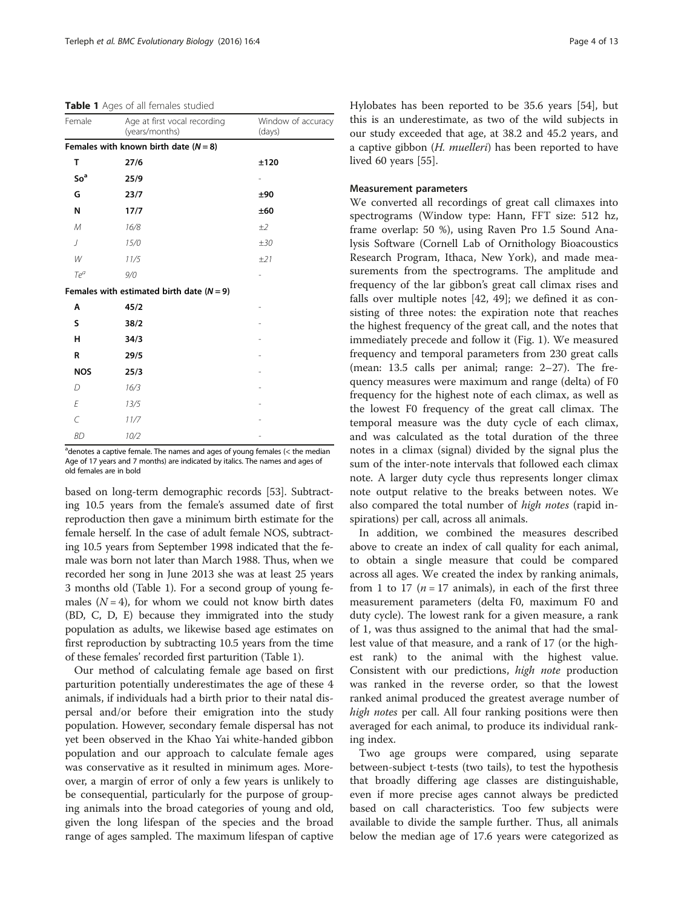**Table 1** Ages of all females studied

| Female | Age at first vocal recording (years/months) | Window of accuracy (days) |
|---|---|---|
| **Females with known birth date (*N* = 8)** | | |
| **T** | **27/6** | **±120** |
| **So[a]** | **25/9** | - |
| **G** | **23/7** | **±90** |
| **N** | **17/7** | **±60** |
| *M* | *16/8* | *±2* |
| *J* | *15/0* | *±30* |
| *W* | *11/5* | *±21* |
| *Te[a]* | *9/0* | - |
| **Females with estimated birth date (*N* = 9)** | | |
| **A** | **45/2** | - |
| **S** | **38/2** | - |
| **H** | **34/3** | - |
| **R** | **29/5** | - |
| **NOS** | **25/3** | - |
| *D* | *16/3* | - |
| *E* | *13/5* | - |
| *C* | *11/7* | - |
| *BD* | *10/2* | - |

[a]denotes a captive female. The names and ages of young females (< the median Age of 17 years and 7 months) are indicated by italics. The names and ages of old females are in bold

based on long-term demographic records [53]. Subtracting 10.5 years from the female's assumed date of first reproduction then gave a minimum birth estimate for the female herself. In the case of adult female NOS, subtracting 10.5 years from September 1998 indicated that the female was born not later than March 1988. Thus, when we recorded her song in June 2013 she was at least 25 years 3 months old (Table 1). For a second group of young females ($N = 4$), for whom we could not know birth dates (BD, C, D, E) because they immigrated into the study population as adults, we likewise based age estimates on first reproduction by subtracting 10.5 years from the time of these females' recorded first parturition (Table 1).

Our method of calculating female age based on first parturition potentially underestimates the age of these 4 animals, if individuals had a birth prior to their natal dispersal and/or before their emigration into the study population. However, secondary female dispersal has not yet been observed in the Khao Yai white-handed gibbon population and our approach to calculate female ages was conservative as it resulted in minimum ages. Moreover, a margin of error of only a few years is unlikely to be consequential, particularly for the purpose of grouping animals into the broad categories of young and old, given the long lifespan of the species and the broad range of ages sampled. The maximum lifespan of captive Hylobates has been reported to be 35.6 years [54], but this is an underestimate, as two of the wild subjects in our study exceeded that age, at 38.2 and 45.2 years, and a captive gibbon (*H. muelleri*) has been reported to have lived 60 years [55].

### Measurement parameters

We converted all recordings of great call climaxes into spectrograms (Window type: Hann, FFT size: 512 hz, frame overlap: 50 %), using Raven Pro 1.5 Sound Analysis Software (Cornell Lab of Ornithology Bioacoustics Research Program, Ithaca, New York), and made measurements from the spectrograms. The amplitude and frequency of the lar gibbon's great call climax rises and falls over multiple notes [42, 49]; we defined it as consisting of three notes: the expiration note that reaches the highest frequency of the great call, and the notes that immediately precede and follow it (Fig. 1). We measured frequency and temporal parameters from 230 great calls (mean: 13.5 calls per animal; range: 2–27). The frequency measures were maximum and range (delta) of F0 frequency for the highest note of each climax, as well as the lowest F0 frequency of the great call climax. The temporal measure was the duty cycle of each climax, and was calculated as the total duration of the three notes in a climax (signal) divided by the signal plus the sum of the inter-note intervals that followed each climax note. A larger duty cycle thus represents longer climax note output relative to the breaks between notes. We also compared the total number of *high notes* (rapid inspirations) per call, across all animals.

In addition, we combined the measures described above to create an index of call quality for each animal, to obtain a single measure that could be compared across all ages. We created the index by ranking animals, from 1 to 17 ($n = 17$ animals), in each of the first three measurement parameters (delta F0, maximum F0 and duty cycle). The lowest rank for a given measure, a rank of 1, was thus assigned to the animal that had the smallest value of that measure, and a rank of 17 (or the highest rank) to the animal with the highest value. Consistent with our predictions, *high note* production was ranked in the reverse order, so that the lowest ranked animal produced the greatest average number of *high notes* per call. All four ranking positions were then averaged for each animal, to produce its individual ranking index.

Two age groups were compared, using separate between-subject t-tests (two tails), to test the hypothesis that broadly differing age classes are distinguishable, even if more precise ages cannot always be predicted based on call characteristics. Too few subjects were available to divide the sample further. Thus, all animals below the median age of 17.6 years were categorized as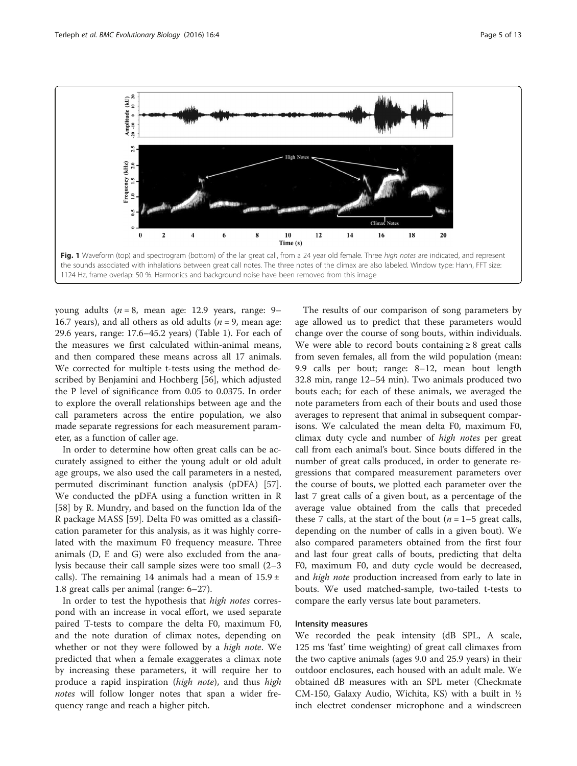**Fig. 1** Waveform (top) and spectrogram (bottom) of the lar great call, from a 24 year old female. Three *high notes* are indicated, and represent the sounds associated with inhalations between great call notes. The three notes of the climax are also labeled. Window type: Hann, FFT size: 1124 Hz, frame overlap: 50 %. Harmonics and background noise have been removed from this image

young adults ($n = 8$, mean age: 12.9 years, range: 9–16.7 years), and all others as old adults ($n = 9$, mean age: 29.6 years, range: 17.6–45.2 years) (Table 1). For each of the measures we first calculated within-animal means, and then compared these means across all 17 animals. We corrected for multiple t-tests using the method described by Benjamini and Hochberg [56], which adjusted the P level of significance from 0.05 to 0.0375. In order to explore the overall relationships between age and the call parameters across the entire population, we also made separate regressions for each measurement parameter, as a function of caller age.

In order to determine how often great calls can be accurately assigned to either the young adult or old adult age groups, we also used the call parameters in a nested, permuted discriminant function analysis (pDFA) [57]. We conducted the pDFA using a function written in R [58] by R. Mundry, and based on the function lda of the R package MASS [59]. Delta F0 was omitted as a classification parameter for this analysis, as it was highly correlated with the maximum F0 frequency measure. Three animals (D, E and G) were also excluded from the analysis because their call sample sizes were too small (2–3 calls). The remaining 14 animals had a mean of 15.9 ± 1.8 great calls per animal (range: 6–27).

In order to test the hypothesis that *high notes* correspond with an increase in vocal effort, we used separate paired T-tests to compare the delta F0, maximum F0, and the note duration of climax notes, depending on whether or not they were followed by a *high note*. We predicted that when a female exaggerates a climax note by increasing these parameters, it will require her to produce a rapid inspiration (*high note*), and thus *high notes* will follow longer notes that span a wider frequency range and reach a higher pitch.

The results of our comparison of song parameters by age allowed us to predict that these parameters would change over the course of song bouts, within individuals. We were able to record bouts containing ≥ 8 great calls from seven females, all from the wild population (mean: 9.9 calls per bout; range: 8–12, mean bout length 32.8 min, range 12–54 min). Two animals produced two bouts each; for each of these animals, we averaged the note parameters from each of their bouts and used those averages to represent that animal in subsequent comparisons. We calculated the mean delta F0, maximum F0, climax duty cycle and number of *high notes* per great call from each animal's bout. Since bouts differed in the number of great calls produced, in order to generate regressions that compared measurement parameters over the course of bouts, we plotted each parameter over the last 7 great calls of a given bout, as a percentage of the average value obtained from the calls that preceded these 7 calls, at the start of the bout ($n = 1$–$5$ great calls, depending on the number of calls in a given bout). We also compared parameters obtained from the first four and last four great calls of bouts, predicting that delta F0, maximum F0, and duty cycle would be decreased, and *high note* production increased from early to late in bouts. We used matched-sample, two-tailed t-tests to compare the early versus late bout parameters.

#### Intensity measures

We recorded the peak intensity (dB SPL, A scale, 125 ms 'fast' time weighting) of great call climaxes from the two captive animals (ages 9.0 and 25.9 years) in their outdoor enclosures, each housed with an adult male. We obtained dB measures with an SPL meter (Checkmate CM-150, Galaxy Audio, Wichita, KS) with a built in ½ inch electret condenser microphone and a windscreen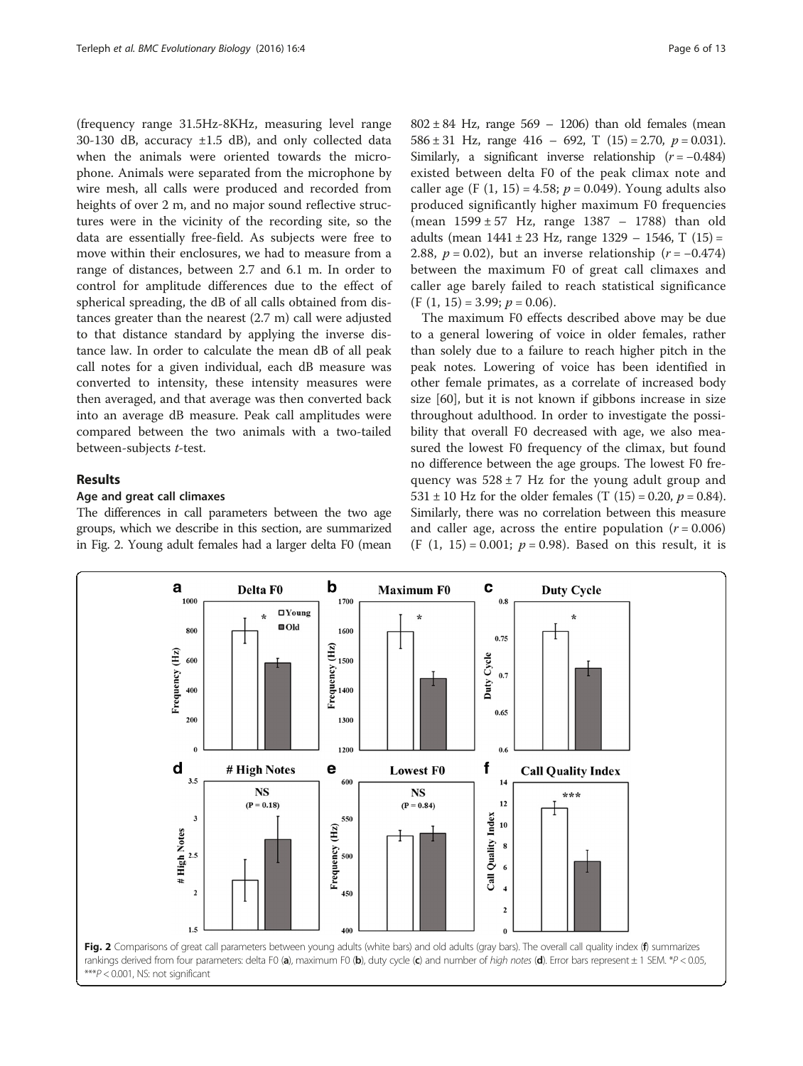(frequency range 31.5Hz-8KHz, measuring level range 30-130 dB, accuracy ±1.5 dB), and only collected data when the animals were oriented towards the microphone. Animals were separated from the microphone by wire mesh, all calls were produced and recorded from heights of over 2 m, and no major sound reflective structures were in the vicinity of the recording site, so the data are essentially free-field. As subjects were free to move within their enclosures, we had to measure from a range of distances, between 2.7 and 6.1 m. In order to control for amplitude differences due to the effect of spherical spreading, the dB of all calls obtained from distances greater than the nearest (2.7 m) call were adjusted to that distance standard by applying the inverse distance law. In order to calculate the mean dB of all peak call notes for a given individual, each dB measure was converted to intensity, these intensity measures were then averaged, and that average was then converted back into an average dB measure. Peak call amplitudes were compared between the two animals with a two-tailed between-subjects *t*-test.

## Results

### Age and great call climaxes

The differences in call parameters between the two age groups, which we describe in this section, are summarized in Fig. 2. Young adult females had a larger delta F0 (mean 802 ± 84 Hz, range 569 – 1206) than old females (mean 586 ± 31 Hz, range 416 – 692, T (15) = 2.70, $p = 0.031$). Similarly, a significant inverse relationship ($r = -0.484$) existed between delta F0 of the peak climax note and caller age ($F_{(1, 15)} = 4.58$; $p = 0.049$). Young adults also produced significantly higher maximum F0 frequencies (mean 1599 ± 57 Hz, range 1387 – 1788) than old adults (mean 1441 ± 23 Hz, range 1329 – 1546, T (15) = 2.88, $p = 0.02$), but an inverse relationship ($r = -0.474$) between the maximum F0 of great call climaxes and caller age barely failed to reach statistical significance ($F_{(1, 15)} = 3.99$; $p = 0.06$).

The maximum F0 effects described above may be due to a general lowering of voice in older females, rather than solely due to a failure to reach higher pitch in the peak notes. Lowering of voice has been identified in other female primates, as a correlate of increased body size [60], but it is not known if gibbons increase in size throughout adulthood. In order to investigate the possibility that overall F0 decreased with age, we also measured the lowest F0 frequency of the climax, but found no difference between the age groups. The lowest F0 frequency was 528 ± 7 Hz for the young adult group and 531 ± 10 Hz for the older females (T (15) = 0.20, $p = 0.84$). Similarly, there was no correlation between this measure and caller age, across the entire population ($r = 0.006$) ($F_{(1, 15)} = 0.001$; $p = 0.98$). Based on this result, it is

**Fig. 2** Comparisons of great call parameters between young adults (white bars) and old adults (gray bars). The overall call quality index (**f**) summarizes rankings derived from four parameters: delta F0 (**a**), maximum F0 (**b**), duty cycle (**c**) and number of *high notes* (**d**). Error bars represent ± 1 SEM. *$P < 0.05$, ***$P < 0.001$, NS: not significant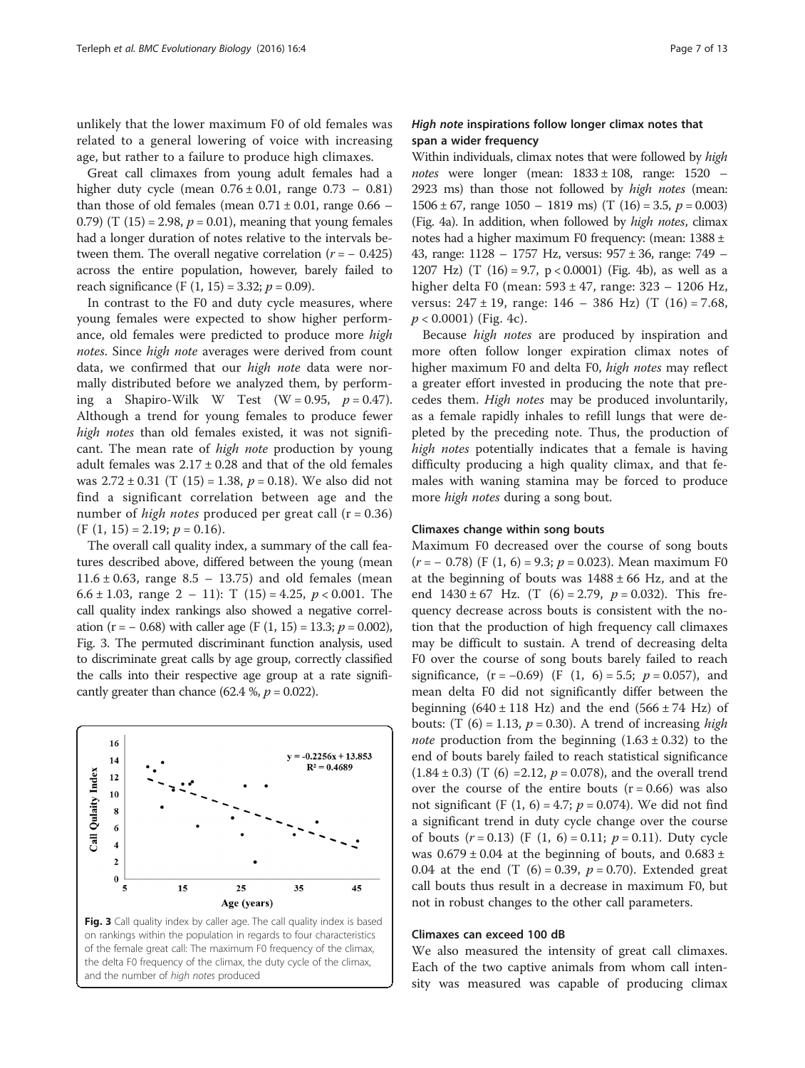unlikely that the lower maximum F0 of old females was related to a general lowering of voice with increasing age, but rather to a failure to produce high climaxes.

Great call climaxes from young adult females had a higher duty cycle (mean $0.76 \pm 0.01$, range $0.73 - 0.81$) than those of old females (mean $0.71 \pm 0.01$, range $0.66 - 0.79$) ($T(15) = 2.98$, $p = 0.01$), meaning that young females had a longer duration of notes relative to the intervals between them. The overall negative correlation ($r = -0.425$) across the entire population, however, barely failed to reach significance ($F(1, 15) = 3.32$; $p = 0.09$).

In contrast to the F0 and duty cycle measures, where young females were expected to show higher performance, old females were predicted to produce more *high notes*. Since *high note* averages were derived from count data, we confirmed that our *high note* data were normally distributed before we analyzed them, by performing a Shapiro-Wilk W Test ($W = 0.95$, $p = 0.47$). Although a trend for young females to produce fewer *high notes* than old females existed, it was not significant. The mean rate of *high note* production by young adult females was $2.17 \pm 0.28$ and that of the old females was $2.72 \pm 0.31$ ($T(15) = 1.38$, $p = 0.18$). We also did not find a significant correlation between age and the number of *high notes* produced per great call ($r = 0.36$) ($F(1, 15) = 2.19$; $p = 0.16$).

The overall call quality index, a summary of the call features described above, differed between the young (mean $11.6 \pm 0.63$, range $8.5 - 13.75$) and old females (mean $6.6 \pm 1.03$, range $2 - 11$): $T(15) = 4.25$, $p < 0.001$. The call quality index rankings also showed a negative correlation ($r = -0.68$) with caller age ($F(1, 15) = 13.3$; $p = 0.002$), Fig. 3. The permuted discriminant function analysis, used to discriminate great calls by age group, correctly classified the calls into their respective age group at a rate significantly greater than chance (62.4 %, $p = 0.022$).

**Fig. 3** Call quality index by caller age. The call quality index is based on rankings within the population in regards to four characteristics of the female great call: The maximum F0 frequency of the climax, the delta F0 frequency of the climax, the duty cycle of the climax, and the number of *high notes* produced

### *High note* inspirations follow longer climax notes that span a wider frequency

Within individuals, climax notes that were followed by *high notes* were longer (mean: $1833 \pm 108$, range: $1520 - 2923$ ms) than those not followed by *high notes* (mean: $1506 \pm 67$, range $1050 - 1819$ ms) ($T(16) = 3.5$, $p = 0.003$) (Fig. 4a). In addition, when followed by *high notes*, climax notes had a higher maximum F0 frequency: (mean: $1388 \pm 43$, range: $1128 - 1757$ Hz, versus: $957 \pm 36$, range: $749 - 1207$ Hz) ($T(16) = 9.7$, $p < 0.0001$) (Fig. 4b), as well as a higher delta F0 (mean: $593 \pm 47$, range: $323 - 1206$ Hz, versus: $247 \pm 19$, range: $146 - 386$ Hz) ($T(16) = 7.68$, $p < 0.0001$) (Fig. 4c).

Because *high notes* are produced by inspiration and more often follow longer expiration climax notes of higher maximum F0 and delta F0, *high notes* may reflect a greater effort invested in producing the note that precedes them. *High notes* may be produced involuntarily, as a female rapidly inhales to refill lungs that were depleted by the preceding note. Thus, the production of *high notes* potentially indicates that a female is having difficulty producing a high quality climax, and that females with waning stamina may be forced to produce more *high notes* during a song bout.

### Climaxes change within song bouts

Maximum F0 decreased over the course of song bouts ($r = -0.78$) ($F(1, 6) = 9.3$; $p = 0.023$). Mean maximum F0 at the beginning of bouts was $1488 \pm 66$ Hz, and at the end $1430 \pm 67$ Hz. ($T(6) = 2.79$, $p = 0.032$). This frequency decrease across bouts is consistent with the notion that the production of high frequency call climaxes may be difficult to sustain. A trend of decreasing delta F0 over the course of song bouts barely failed to reach significance, ($r = -0.69$) ($F(1, 6) = 5.5$; $p = 0.057$), and mean delta F0 did not significantly differ between the beginning ($640 \pm 118$ Hz) and the end ($566 \pm 74$ Hz) of bouts: ($T(6) = 1.13$, $p = 0.30$). A trend of increasing *high note* production from the beginning ($1.63 \pm 0.32$) to the end of bouts barely failed to reach statistical significance ($1.84 \pm 0.3$) ($T(6) = 2.12$, $p = 0.078$), and the overall trend over the course of the entire bouts ($r = 0.66$) was also not significant ($F(1, 6) = 4.7$; $p = 0.074$). We did not find a significant trend in duty cycle change over the course of bouts ($r = 0.13$) ($F(1, 6) = 0.11$; $p = 0.11$). Duty cycle was $0.679 \pm 0.04$ at the beginning of bouts, and $0.683 \pm 0.04$ at the end ($T(6) = 0.39$, $p = 0.70$). Extended great call bouts thus result in a decrease in maximum F0, but not in robust changes to the other call parameters.

### Climaxes can exceed 100 dB

We also measured the intensity of great call climaxes. Each of the two captive animals from whom call intensity was measured was capable of producing climax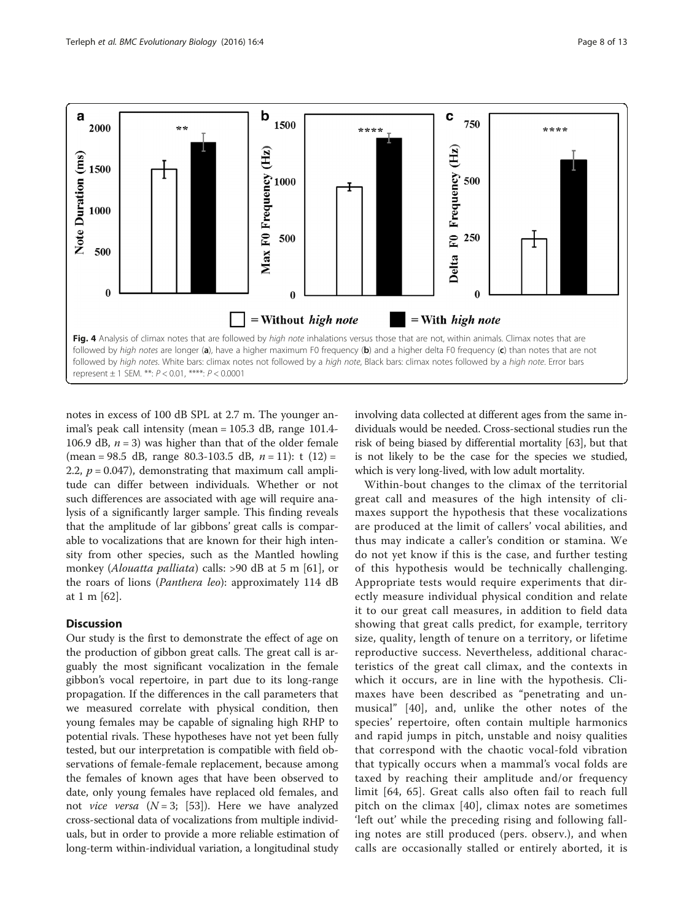a

2000

**

Note Duration (ms)

1500

1000

500

0

b

1500

****

Max F0 Frequency (Hz)

1000

500

0

c

750

****

Delta F0 Frequency (Hz)

500

250

0

= Without *high note*

= With *high note*

**Fig. 4** Analysis of climax notes that are followed by *high note* inhalations versus those that are not, within animals. Climax notes that are followed by *high notes* are longer (**a**), have a higher maximum F0 frequency (**b**) and a higher delta F0 frequency (**c**) than notes that are not followed by *high notes*. White bars: climax notes not followed by a *high note*, Black bars: climax notes followed by a *high note*. Error bars represent ± 1 SEM. **: $P < 0.01$, ****: $P < 0.0001$

notes in excess of 100 dB SPL at 2.7 m. The younger animal's peak call intensity (mean = 105.3 dB, range 101.4-106.9 dB, $n = 3$) was higher than that of the older female (mean = 98.5 dB, range 80.3-103.5 dB, $n = 11$): t (12) = 2.2, $p = 0.047$), demonstrating that maximum call amplitude can differ between individuals. Whether or not such differences are associated with age will require analysis of a significantly larger sample. This finding reveals that the amplitude of lar gibbons' great calls is comparable to vocalizations that are known for their high intensity from other species, such as the Mantled howling monkey (*Alouatta palliata*) calls: >90 dB at 5 m [61], or the roars of lions (*Panthera leo*): approximately 114 dB at 1 m [62].

## Discussion

Our study is the first to demonstrate the effect of age on the production of gibbon great calls. The great call is arguably the most significant vocalization in the female gibbon's vocal repertoire, in part due to its long-range propagation. If the differences in the call parameters that we measured correlate with physical condition, then young females may be capable of signaling high RHP to potential rivals. These hypotheses have not yet been fully tested, but our interpretation is compatible with field observations of female-female replacement, because among the females of known ages that have been observed to date, only young females have replaced old females, and not *vice versa* ($N = 3$; [53]). Here we have analyzed cross-sectional data of vocalizations from multiple individuals, but in order to provide a more reliable estimation of long-term within-individual variation, a longitudinal study involving data collected at different ages from the same individuals would be needed. Cross-sectional studies run the risk of being biased by differential mortality [63], but that is not likely to be the case for the species we studied, which is very long-lived, with low adult mortality.

Within-bout changes to the climax of the territorial great call and measures of the high intensity of climaxes support the hypothesis that these vocalizations are produced at the limit of callers' vocal abilities, and thus may indicate a caller's condition or stamina. We do not yet know if this is the case, and further testing of this hypothesis would be technically challenging. Appropriate tests would require experiments that directly measure individual physical condition and relate it to our great call measures, in addition to field data showing that great calls predict, for example, territory size, quality, length of tenure on a territory, or lifetime reproductive success. Nevertheless, additional characteristics of the great call climax, and the contexts in which it occurs, are in line with the hypothesis. Climaxes have been described as "penetrating and unmusical" [40], and, unlike the other notes of the species' repertoire, often contain multiple harmonics and rapid jumps in pitch, unstable and noisy qualities that correspond with the chaotic vocal-fold vibration that typically occurs when a mammal's vocal folds are taxed by reaching their amplitude and/or frequency limit [64, 65]. Great calls also often fail to reach full pitch on the climax [40], climax notes are sometimes 'left out' while the preceding rising and following falling notes are still produced (pers. observ.), and when calls are occasionally stalled or entirely aborted, it is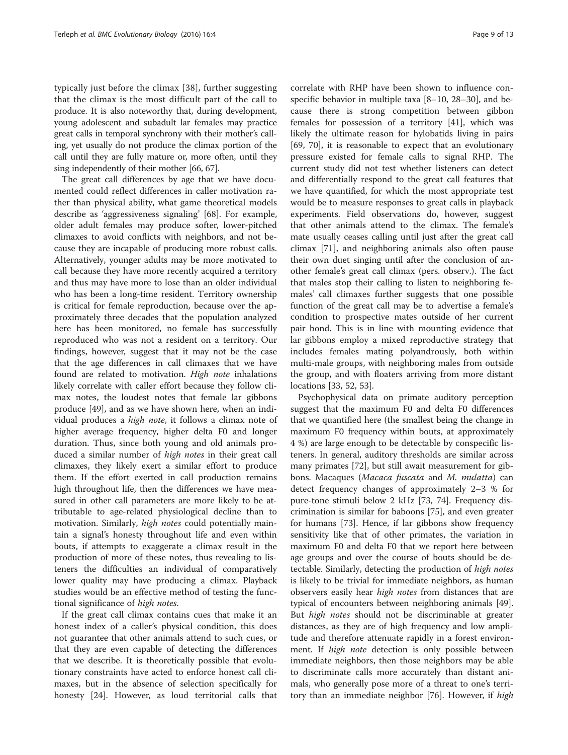typically just before the climax [38], further suggesting that the climax is the most difficult part of the call to produce. It is also noteworthy that, during development, young adolescent and subadult lar females may practice great calls in temporal synchrony with their mother's calling, yet usually do not produce the climax portion of the call until they are fully mature or, more often, until they sing independently of their mother [66, 67].

The great call differences by age that we have documented could reflect differences in caller motivation rather than physical ability, what game theoretical models describe as 'aggressiveness signaling' [68]. For example, older adult females may produce softer, lower-pitched climaxes to avoid conflicts with neighbors, and not because they are incapable of producing more robust calls. Alternatively, younger adults may be more motivated to call because they have more recently acquired a territory and thus may have more to lose than an older individual who has been a long-time resident. Territory ownership is critical for female reproduction, because over the approximately three decades that the population analyzed here has been monitored, no female has successfully reproduced who was not a resident on a territory. Our findings, however, suggest that it may not be the case that the age differences in call climaxes that we have found are related to motivation. *High note* inhalations likely correlate with caller effort because they follow climax notes, the loudest notes that female lar gibbons produce [49], and as we have shown here, when an individual produces a *high note*, it follows a climax note of higher average frequency, higher delta F0 and longer duration. Thus, since both young and old animals produced a similar number of *high notes* in their great call climaxes, they likely exert a similar effort to produce them. If the effort exerted in call production remains high throughout life, then the differences we have measured in other call parameters are more likely to be attributable to age-related physiological decline than to motivation. Similarly, *high notes* could potentially maintain a signal's honesty throughout life and even within bouts, if attempts to exaggerate a climax result in the production of more of these notes, thus revealing to listeners the difficulties an individual of comparatively lower quality may have producing a climax. Playback studies would be an effective method of testing the functional significance of *high notes*.

If the great call climax contains cues that make it an honest index of a caller's physical condition, this does not guarantee that other animals attend to such cues, or that they are even capable of detecting the differences that we describe. It is theoretically possible that evolutionary constraints have acted to enforce honest call climaxes, but in the absence of selection specifically for honesty [24]. However, as loud territorial calls that correlate with RHP have been shown to influence conspecific behavior in multiple taxa [8–10, 28–30], and because there is strong competition between gibbon females for possession of a territory [41], which was likely the ultimate reason for hylobatids living in pairs [69, 70], it is reasonable to expect that an evolutionary pressure existed for female calls to signal RHP. The current study did not test whether listeners can detect and differentially respond to the great call features that we have quantified, for which the most appropriate test would be to measure responses to great calls in playback experiments. Field observations do, however, suggest that other animals attend to the climax. The female's mate usually ceases calling until just after the great call climax [71], and neighboring animals also often pause their own duet singing until after the conclusion of another female's great call climax (pers. observ.). The fact that males stop their calling to listen to neighboring females' call climaxes further suggests that one possible function of the great call may be to advertise a female's condition to prospective mates outside of her current pair bond. This is in line with mounting evidence that lar gibbons employ a mixed reproductive strategy that includes females mating polyandrously, both within multi-male groups, with neighboring males from outside the group, and with floaters arriving from more distant locations [33, 52, 53].

Psychophysical data on primate auditory perception suggest that the maximum F0 and delta F0 differences that we quantified here (the smallest being the change in maximum F0 frequency within bouts, at approximately 4 %) are large enough to be detectable by conspecific listeners. In general, auditory thresholds are similar across many primates [72], but still await measurement for gibbons. Macaques (*Macaca fuscata* and *M. mulatta*) can detect frequency changes of approximately 2–3 % for pure-tone stimuli below 2 kHz [73, 74]. Frequency discrimination is similar for baboons [75], and even greater for humans [73]. Hence, if lar gibbons show frequency sensitivity like that of other primates, the variation in maximum F0 and delta F0 that we report here between age groups and over the course of bouts should be detectable. Similarly, detecting the production of *high notes* is likely to be trivial for immediate neighbors, as human observers easily hear *high notes* from distances that are typical of encounters between neighboring animals [49]. But *high notes* should not be discriminable at greater distances, as they are of high frequency and low amplitude and therefore attenuate rapidly in a forest environment. If *high note* detection is only possible between immediate neighbors, then those neighbors may be able to discriminate calls more accurately than distant animals, who generally pose more of a threat to one's territory than an immediate neighbor [76]. However, if *high*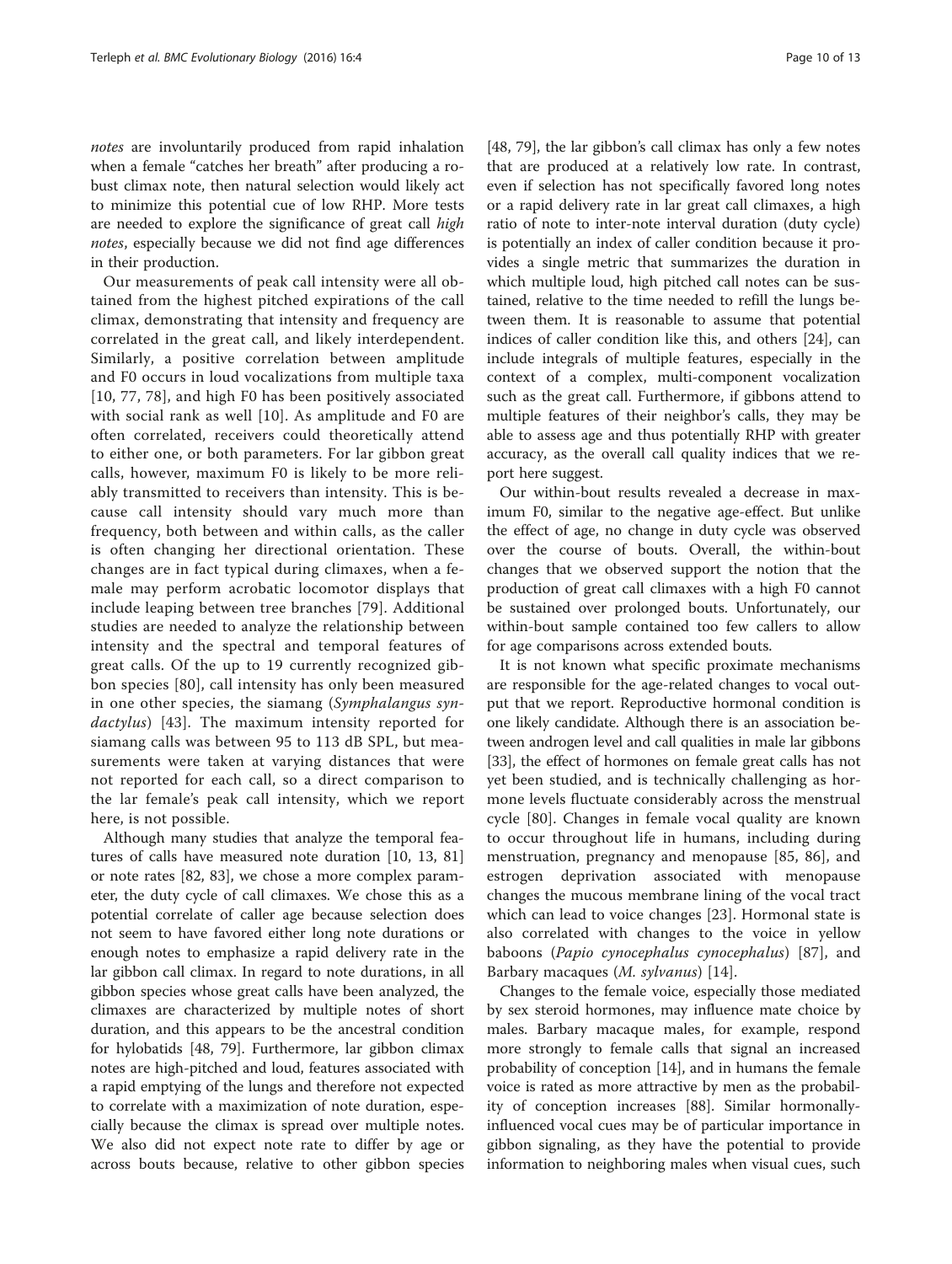*notes* are involuntarily produced from rapid inhalation when a female "catches her breath" after producing a robust climax note, then natural selection would likely act to minimize this potential cue of low RHP. More tests are needed to explore the significance of great call *high notes*, especially because we did not find age differences in their production.

Our measurements of peak call intensity were all obtained from the highest pitched expirations of the call climax, demonstrating that intensity and frequency are correlated in the great call, and likely interdependent. Similarly, a positive correlation between amplitude and F0 occurs in loud vocalizations from multiple taxa [10, 77, 78], and high F0 has been positively associated with social rank as well [10]. As amplitude and F0 are often correlated, receivers could theoretically attend to either one, or both parameters. For lar gibbon great calls, however, maximum F0 is likely to be more reliably transmitted to receivers than intensity. This is because call intensity should vary much more than frequency, both between and within calls, as the caller is often changing her directional orientation. These changes are in fact typical during climaxes, when a female may perform acrobatic locomotor displays that include leaping between tree branches [79]. Additional studies are needed to analyze the relationship between intensity and the spectral and temporal features of great calls. Of the up to 19 currently recognized gibbon species [80], call intensity has only been measured in one other species, the siamang (*Symphalangus syndactylus*) [43]. The maximum intensity reported for siamang calls was between 95 to 113 dB SPL, but measurements were taken at varying distances that were not reported for each call, so a direct comparison to the lar female's peak call intensity, which we report here, is not possible.

Although many studies that analyze the temporal features of calls have measured note duration [10, 13, 81] or note rates [82, 83], we chose a more complex parameter, the duty cycle of call climaxes. We chose this as a potential correlate of caller age because selection does not seem to have favored either long note durations or enough notes to emphasize a rapid delivery rate in the lar gibbon call climax. In regard to note durations, in all gibbon species whose great calls have been analyzed, the climaxes are characterized by multiple notes of short duration, and this appears to be the ancestral condition for hylobatids [48, 79]. Furthermore, lar gibbon climax notes are high-pitched and loud, features associated with a rapid emptying of the lungs and therefore not expected to correlate with a maximization of note duration, especially because the climax is spread over multiple notes. We also did not expect note rate to differ by age or across bouts because, relative to other gibbon species [48, 79], the lar gibbon's call climax has only a few notes that are produced at a relatively low rate. In contrast, even if selection has not specifically favored long notes or a rapid delivery rate in lar great call climaxes, a high ratio of note to inter-note interval duration (duty cycle) is potentially an index of caller condition because it provides a single metric that summarizes the duration in which multiple loud, high pitched call notes can be sustained, relative to the time needed to refill the lungs between them. It is reasonable to assume that potential indices of caller condition like this, and others [24], can include integrals of multiple features, especially in the context of a complex, multi-component vocalization such as the great call. Furthermore, if gibbons attend to multiple features of their neighbor's calls, they may be able to assess age and thus potentially RHP with greater accuracy, as the overall call quality indices that we report here suggest.

Our within-bout results revealed a decrease in maximum F0, similar to the negative age-effect. But unlike the effect of age, no change in duty cycle was observed over the course of bouts. Overall, the within-bout changes that we observed support the notion that the production of great call climaxes with a high F0 cannot be sustained over prolonged bouts. Unfortunately, our within-bout sample contained too few callers to allow for age comparisons across extended bouts.

It is not known what specific proximate mechanisms are responsible for the age-related changes to vocal output that we report. Reproductive hormonal condition is one likely candidate. Although there is an association between androgen level and call qualities in male lar gibbons [33], the effect of hormones on female great calls has not yet been studied, and is technically challenging as hormone levels fluctuate considerably across the menstrual cycle [80]. Changes in female vocal quality are known to occur throughout life in humans, including during menstruation, pregnancy and menopause [85, 86], and estrogen deprivation associated with menopause changes the mucous membrane lining of the vocal tract which can lead to voice changes [23]. Hormonal state is also correlated with changes to the voice in yellow baboons (*Papio cynocephalus cynocephalus*) [87], and Barbary macaques (*M. sylvanus*) [14].

Changes to the female voice, especially those mediated by sex steroid hormones, may influence mate choice by males. Barbary macaque males, for example, respond more strongly to female calls that signal an increased probability of conception [14], and in humans the female voice is rated as more attractive by men as the probability of conception increases [88]. Similar hormonally-influenced vocal cues may be of particular importance in gibbon signaling, as they have the potential to provide information to neighboring males when visual cues, such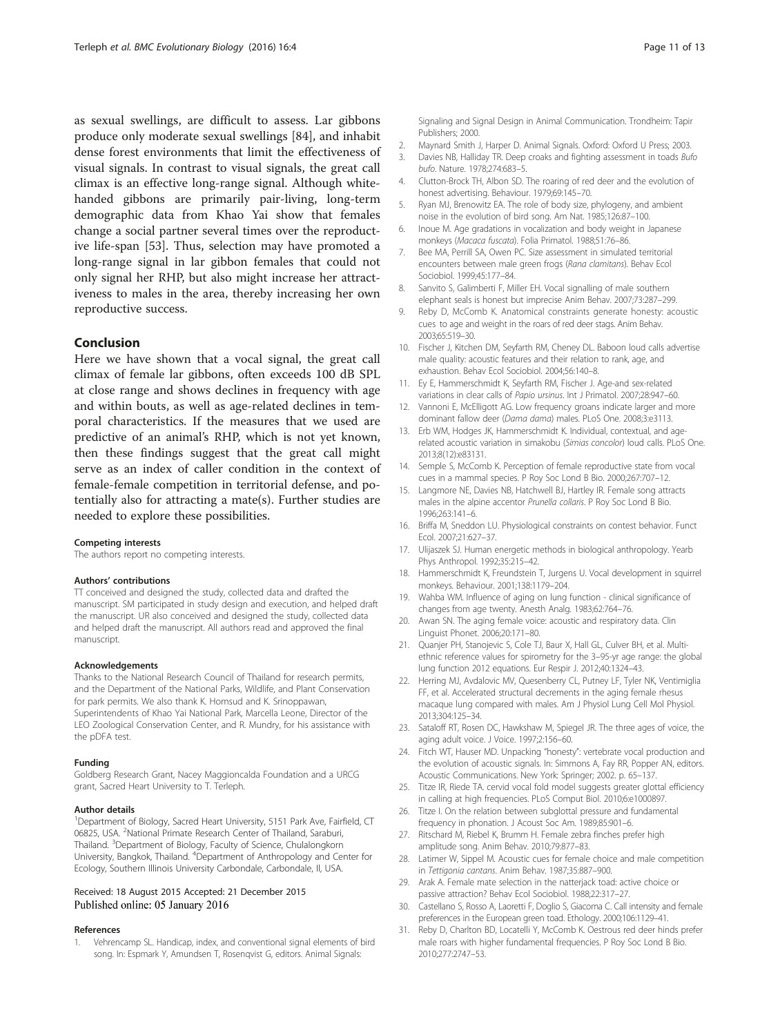as sexual swellings, are difficult to assess. Lar gibbons produce only moderate sexual swellings [84], and inhabit dense forest environments that limit the effectiveness of visual signals. In contrast to visual signals, the great call climax is an effective long-range signal. Although white-handed gibbons are primarily pair-living, long-term demographic data from Khao Yai show that females change a social partner several times over the reproductive life-span [53]. Thus, selection may have promoted a long-range signal in lar gibbon females that could not only signal her RHP, but also might increase her attractiveness to males in the area, thereby increasing her own reproductive success.

## Conclusion

Here we have shown that a vocal signal, the great call climax of female lar gibbons, often exceeds 100 dB SPL at close range and shows declines in frequency with age and within bouts, as well as age-related declines in temporal characteristics. If the measures that we used are predictive of an animal's RHP, which is not yet known, then these findings suggest that the great call might serve as an index of caller condition in the context of female-female competition in territorial defense, and potentially also for attracting a mate(s). Further studies are needed to explore these possibilities.

#### Competing interests

The authors report no competing interests.

#### Authors' contributions

TT conceived and designed the study, collected data and drafted the manuscript. SM participated in study design and execution, and helped draft the manuscript. UR also conceived and designed the study, collected data and helped draft the manuscript. All authors read and approved the final manuscript.

#### Acknowledgements

Thanks to the National Research Council of Thailand for research permits, and the Department of the National Parks, Wildlife, and Plant Conservation for park permits. We also thank K. Homsud and K. Srinoppawan, Superintendents of Khao Yai National Park, Marcella Leone, Director of the LEO Zoological Conservation Center, and R. Mundry, for his assistance with the pDFA test.

#### Funding

Goldberg Research Grant, Nacey Maggioncalda Foundation and a URCG grant, Sacred Heart University to T. Terleph.

#### Author details

[1]Department of Biology, Sacred Heart University, 5151 Park Ave, Fairfield, CT 06825, USA. [2]National Primate Research Center of Thailand, Saraburi, Thailand. [3]Department of Biology, Faculty of Science, Chulalongkorn University, Bangkok, Thailand. [4]Department of Anthropology and Center for Ecology, Southern Illinois University Carbondale, Carbondale, Il, USA.

Received: 18 August 2015 Accepted: 21 December 2015
Published online: 05 January 2016

#### References

1. Vehrencamp SL. Handicap, index, and conventional signal elements of bird song. In: Espmark Y, Amundsen T, Rosenqvist G, editors. Animal Signals: Signaling and Signal Design in Animal Communication. Trondheim: Tapir Publishers; 2000.
2. Maynard Smith J, Harper D. Animal Signals. Oxford: Oxford U Press; 2003.
3. Davies NB, Halliday TR. Deep croaks and fighting assessment in toads *Bufo bufo*. Nature. 1978;274:683–5.
4. Clutton-Brock TH, Albon SD. The roaring of red deer and the evolution of honest advertising. Behaviour. 1979;69:145–70.
5. Ryan MJ, Brenowitz EA. The role of body size, phylogeny, and ambient noise in the evolution of bird song. Am Nat. 1985;126:87–100.
6. Inoue M. Age gradations in vocalization and body weight in Japanese monkeys (*Macaca fuscata*). Folia Primatol. 1988;51:76–86.
7. Bee MA, Perrill SA, Owen PC. Size assessment in simulated territorial encounters between male green frogs (*Rana clamitans*). Behav Ecol Sociobiol. 1999;45:177–84.
8. Sanvito S, Galimberti F, Miller EH. Vocal signalling of male southern elephant seals is honest but imprecise Anim Behav. 2007;73:287–299.
9. Reby D, McComb K. Anatomical constraints generate honesty: acoustic cues to age and weight in the roars of red deer stags. Anim Behav. 2003;65:519–30.
10. Fischer J, Kitchen DM, Seyfarth RM, Cheney DL. Baboon loud calls advertise male quality: acoustic features and their relation to rank, age, and exhaustion. Behav Ecol Sociobiol. 2004;56:140–8.
11. Ey E, Hammerschmidt K, Seyfarth RM, Fischer J. Age-and sex-related variations in clear calls of *Papio ursinus*. Int J Primatol. 2007;28:947–60.
12. Vannoni E, McElligott AG. Low frequency groans indicate larger and more dominant fallow deer (*Dama dama*) males. PLoS One. 2008;3:e3113.
13. Erb WM, Hodges JK, Hammerschmidt K. Individual, contextual, and age-related acoustic variation in simakobu (*Simias concolor*) loud calls. PLoS One. 2013;8(12):e83131.
14. Semple S, McComb K. Perception of female reproductive state from vocal cues in a mammal species. P Roy Soc Lond B Bio. 2000;267:707–12.
15. Langmore NE, Davies NB, Hatchwell BJ, Hartley IR. Female song attracts males in the alpine accentor *Prunella collaris*. P Roy Soc Lond B Bio. 1996;263:141–6.
16. Briffa M, Sneddon LU. Physiological constraints on contest behavior. Funct Ecol. 2007;21:627–37.
17. Ulijaszek SJ. Human energetic methods in biological anthropology. Yearb Phys Anthropol. 1992;35:215–42.
18. Hammerschmidt K, Freundstein T, Jurgens U. Vocal development in squirrel monkeys. Behaviour. 2001;138:1179–204.
19. Wahba WM. Influence of aging on lung function - clinical significance of changes from age twenty. Anesth Analg. 1983;62:764–76.
20. Awan SN. The aging female voice: acoustic and respiratory data. Clin Linguist Phonet. 2006;20:171–80.
21. Quanjer PH, Stanojevic S, Cole TJ, Baur X, Hall GL, Culver BH, et al. Multi-ethnic reference values for spirometry for the 3–95-yr age range: the global lung function 2012 equations. Eur Respir J. 2012;40:1324–43.
22. Herring MJ, Avdalovic MV, Quesenberry CL, Putney LF, Tyler NK, Ventimiglia FF, et al. Accelerated structural decrements in the aging female rhesus macaque lung compared with males. Am J Physiol Lung Cell Mol Physiol. 2013;304:125–34.
23. Sataloff RT, Rosen DC, Hawkshaw M, Spiegel JR. The three ages of voice, the aging adult voice. J Voice. 1997;2:156–60.
24. Fitch WT, Hauser MD. Unpacking "honesty": vertebrate vocal production and the evolution of acoustic signals. In: Simmons A, Fay RR, Popper AN, editors. Acoustic Communications. New York: Springer; 2002. p. 65–137.
25. Titze IR, Riede TA. cervid vocal fold model suggests greater glottal efficiency in calling at high frequencies. PLoS Comput Biol. 2010;6:e1000897.
26. Titze I. On the relation between subglottal pressure and fundamental frequency in phonation. J Acoust Soc Am. 1989;85:901–6.
27. Ritschard M, Riebel K, Brumm H. Female zebra finches prefer high amplitude song. Anim Behav. 2010;79:877–83.
28. Latimer W, Sippel M. Acoustic cues for female choice and male competition in *Tettigonia cantans*. Anim Behav. 1987;35:887–900.
29. Arak A. Female mate selection in the natterjack toad: active choice or passive attraction? Behav Ecol Sociobiol. 1988;22:317–27.
30. Castellano S, Rosso A, Laoretti F, Doglio S, Giacoma C. Call intensity and female preferences in the European green toad. Ethology. 2000;106:1129–41.
31. Reby D, Charlton BD, Locatelli Y, McComb K. Oestrous red deer hinds prefer male roars with higher fundamental frequencies. P Roy Soc Lond B Bio. 2010;277:2747–53.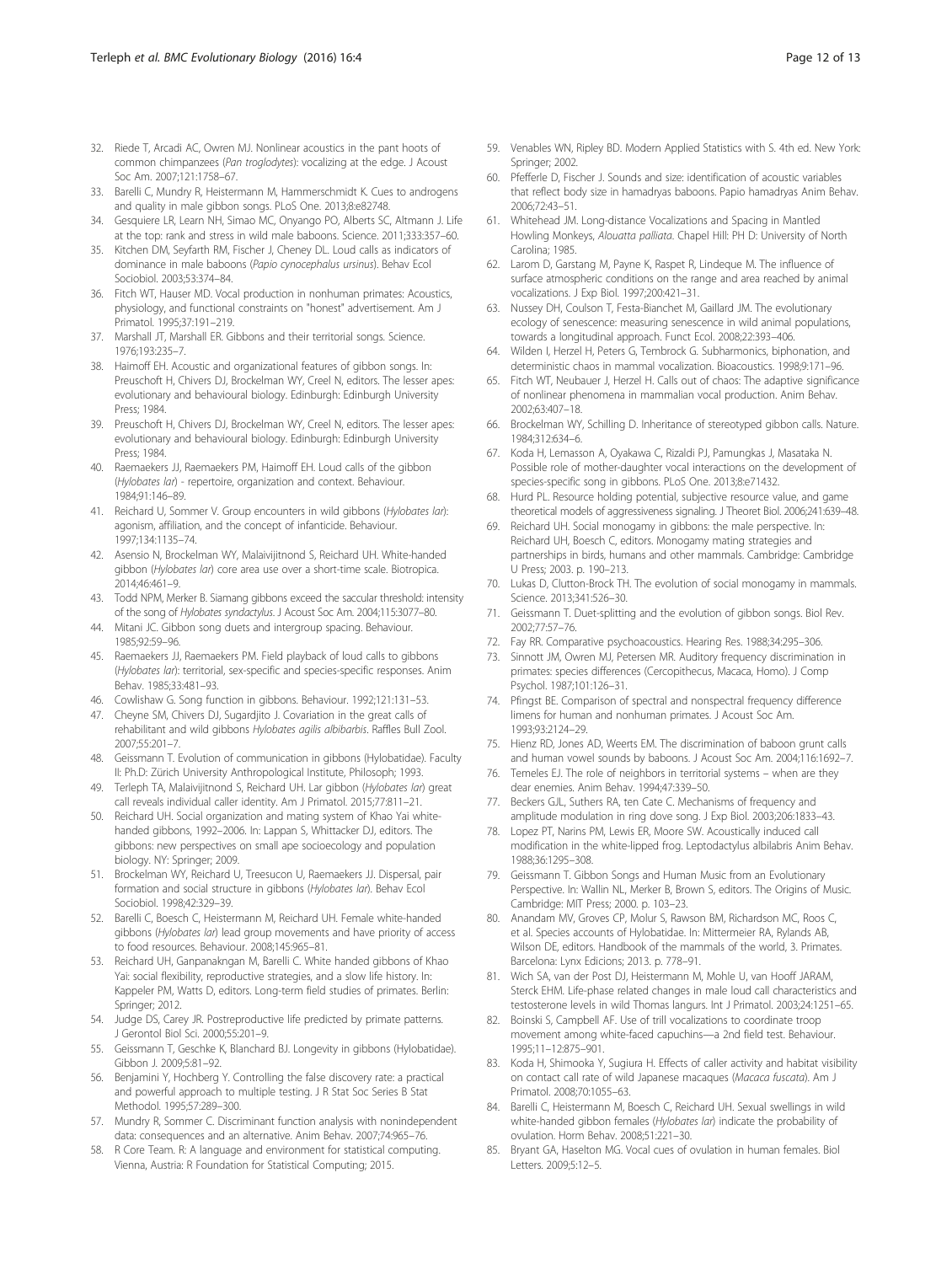32. Riede T, Arcadi AC, Owren MJ. Nonlinear acoustics in the pant hoots of common chimpanzees (*Pan troglodytes*): vocalizing at the edge. J Acoust Soc Am. 2007;121:1758–67.
33. Barelli C, Mundry R, Heistermann M, Hammerschmidt K. Cues to androgens and quality in male gibbon songs. PLoS One. 2013;8:e82748.
34. Gesquiere LR, Learn NH, Simao MC, Onyango PO, Alberts SC, Altmann J. Life at the top: rank and stress in wild male baboons. Science. 2011;333:357–60.
35. Kitchen DM, Seyfarth RM, Fischer J, Cheney DL. Loud calls as indicators of dominance in male baboons (*Papio cynocephalus ursinus*). Behav Ecol Sociobiol. 2003;53:374–84.
36. Fitch WT, Hauser MD. Vocal production in nonhuman primates: Acoustics, physiology, and functional constraints on "honest" advertisement. Am J Primatol. 1995;37:191–219.
37. Marshall JT, Marshall ER. Gibbons and their territorial songs. Science. 1976;193:235–7.
38. Haimoff EH. Acoustic and organizational features of gibbon songs. In: Preuschoft H, Chivers DJ, Brockelman WY, Creel N, editors. The lesser apes: evolutionary and behavioural biology. Edinburgh: Edinburgh University Press; 1984.
39. Preuschoft H, Chivers DJ, Brockelman WY, Creel N, editors. The lesser apes: evolutionary and behavioural biology. Edinburgh: Edinburgh University Press; 1984.
40. Raemaekers JJ, Raemaekers PM, Haimoff EH. Loud calls of the gibbon (*Hylobates lar*) - repertoire, organization and context. Behaviour. 1984;91:146–89.
41. Reichard U, Sommer V. Group encounters in wild gibbons (*Hylobates lar*): agonism, affiliation, and the concept of infanticide. Behaviour. 1997;134:1135–74.
42. Asensio N, Brockelman WY, Malaivijitnond S, Reichard UH. White-handed gibbon (*Hylobates lar*) core area use over a short-time scale. Biotropica. 2014;46:461–9.
43. Todd NPM, Merker B. Siamang gibbons exceed the saccular threshold: intensity of the song of *Hylobates syndactylus*. J Acoust Soc Am. 2004;115:3077–80.
44. Mitani JC. Gibbon song duets and intergroup spacing. Behaviour. 1985;92:59–96.
45. Raemaekers JJ, Raemaekers PM. Field playback of loud calls to gibbons (*Hylobates lar*): territorial, sex-specific and species-specific responses. Anim Behav. 1985;33:481–93.
46. Cowlishaw G. Song function in gibbons. Behaviour. 1992;121:131–53.
47. Cheyne SM, Chivers DJ, Sugardjito J. Covariation in the great calls of rehabilitant and wild gibbons *Hylobates agilis albibarbis*. Raffles Bull Zool. 2007;55:201–7.
48. Geissmann T. Evolution of communication in gibbons (Hylobatidae). Faculty II: Ph.D: Zürich University Anthropological Institute, Philosoph; 1993.
49. Terleph TA, Malaivijitnond S, Reichard UH. Lar gibbon (*Hylobates lar*) great call reveals individual caller identity. Am J Primatol. 2015;77:811–21.
50. Reichard UH. Social organization and mating system of Khao Yai white-handed gibbons, 1992–2006. In: Lappan S, Whittacker DJ, editors. The gibbons: new perspectives on small ape socioecology and population biology. NY: Springer; 2009.
51. Brockelman WY, Reichard U, Treesucon U, Raemaekers JJ. Dispersal, pair formation and social structure in gibbons (*Hylobates lar*). Behav Ecol Sociobiol. 1998;42:329–39.
52. Barelli C, Boesch C, Heistermann M, Reichard UH. Female white-handed gibbons (*Hylobates lar*) lead group movements and have priority of access to food resources. Behaviour. 2008;145:965–81.
53. Reichard UH, Ganpanakngan M, Barelli C. White handed gibbons of Khao Yai: social flexibility, reproductive strategies, and a slow life history. In: Kappeler PM, Watts D, editors. Long-term field studies of primates. Berlin: Springer; 2012.
54. Judge DS, Carey JR. Postreproductive life predicted by primate patterns. J Gerontol Biol Sci. 2000;55:201–9.
55. Geissmann T, Geschke K, Blanchard BJ. Longevity in gibbons (Hylobatidae). Gibbon J. 2009;5:81–92.
56. Benjamini Y, Hochberg Y. Controlling the false discovery rate: a practical and powerful approach to multiple testing. J R Stat Soc Series B Stat Methodol. 1995;57:289–300.
57. Mundry R, Sommer C. Discriminant function analysis with nonindependent data: consequences and an alternative. Anim Behav. 2007;74:965–76.
58. R Core Team. R: A language and environment for statistical computing. Vienna, Austria: R Foundation for Statistical Computing; 2015.
59. Venables WN, Ripley BD. Modern Applied Statistics with S. 4th ed. New York: Springer; 2002.
60. Pfefferle D, Fischer J. Sounds and size: identification of acoustic variables that reflect body size in hamadryas baboons. Papio hamadryas Anim Behav. 2006;72:43–51.
61. Whitehead JM. Long-distance Vocalizations and Spacing in Mantled Howling Monkeys, *Alouatta palliata*. Chapel Hill: PH D: University of North Carolina; 1985.
62. Larom D, Garstang M, Payne K, Raspet R, Lindeque M. The influence of surface atmospheric conditions on the range and area reached by animal vocalizations. J Exp Biol. 1997;200:421–31.
63. Nussey DH, Coulson T, Festa-Bianchet M, Gaillard JM. The evolutionary ecology of senescence: measuring senescence in wild animal populations, towards a longitudinal approach. Funct Ecol. 2008;22:393–406.
64. Wilden I, Herzel H, Peters G, Tembrock G. Subharmonics, biphonation, and deterministic chaos in mammal vocalization. Bioacoustics. 1998;9:171–96.
65. Fitch WT, Neubauer J, Herzel H. Calls out of chaos: The adaptive significance of nonlinear phenomena in mammalian vocal production. Anim Behav. 2002;63:407–18.
66. Brockelman WY, Schilling D. Inheritance of stereotyped gibbon calls. Nature. 1984;312:634–6.
67. Koda H, Lemasson A, Oyakawa C, Rizaldi PJ, Pamungkas J, Masataka N. Possible role of mother-daughter vocal interactions on the development of species-specific song in gibbons. PLoS One. 2013;8:e71432.
68. Hurd PL. Resource holding potential, subjective resource value, and game theoretical models of aggressiveness signaling. J Theoret Biol. 2006;241:639–48.
69. Reichard UH. Social monogamy in gibbons: the male perspective. In: Reichard UH, Boesch C, editors. Monogamy mating strategies and partnerships in birds, humans and other mammals. Cambridge: Cambridge U Press; 2003. p. 190–213.
70. Lukas D, Clutton-Brock TH. The evolution of social monogamy in mammals. Science. 2013;341:526–30.
71. Geissmann T. Duet-splitting and the evolution of gibbon songs. Biol Rev. 2002;77:57–76.
72. Fay RR. Comparative psychoacoustics. Hearing Res. 1988;34:295–306.
73. Sinnott JM, Owren MJ, Petersen MR. Auditory frequency discrimination in primates: species differences (Cercopithecus, Macaca, Homo). J Comp Psychol. 1987;101:126–31.
74. Pfingst BE. Comparison of spectral and nonspectral frequency difference limens for human and nonhuman primates. J Acoust Soc Am. 1993;93:2124–29.
75. Hienz RD, Jones AD, Weerts EM. The discrimination of baboon grunt calls and human vowel sounds by baboons. J Acoust Soc Am. 2004;116:1692–7.
76. Temeles EJ. The role of neighbors in territorial systems – when are they dear enemies. Anim Behav. 1994;47:339–50.
77. Beckers GJL, Suthers RA, ten Cate C. Mechanisms of frequency and amplitude modulation in ring dove song. J Exp Biol. 2003;206:1833–43.
78. Lopez PT, Narins PM, Lewis ER, Moore SW. Acoustically induced call modification in the white-lipped frog. Leptodactylus albilabris Anim Behav. 1988;36:1295–308.
79. Geissmann T. Gibbon Songs and Human Music from an Evolutionary Perspective. In: Wallin NL, Merker B, Brown S, editors. The Origins of Music. Cambridge: MIT Press; 2000. p. 103–23.
80. Anandam MV, Groves CP, Molur S, Rawson BM, Richardson MC, Roos C, et al. Species accounts of Hylobatidae. In: Mittermeier RA, Rylands AB, Wilson DE, editors. Handbook of the mammals of the world, 3. Primates. Barcelona: Lynx Edicions; 2013. p. 778–91.
81. Wich SA, van der Post DJ, Heistermann M, Mohle U, van Hooff JARAM, Sterck EHM. Life-phase related changes in male loud call characteristics and testosterone levels in wild Thomas langurs. Int J Primatol. 2003;24:1251–65.
82. Boinski S, Campbell AF. Use of trill vocalizations to coordinate troop movement among white-faced capuchins—a 2nd field test. Behaviour. 1995;11–12:875–901.
83. Koda H, Shimooka Y, Sugiura H. Effects of caller activity and habitat visibility on contact call rate of wild Japanese macaques (*Macaca fuscata*). Am J Primatol. 2008;70:1055–63.
84. Barelli C, Heistermann M, Boesch C, Reichard UH. Sexual swellings in wild white-handed gibbon females (*Hylobates lar*) indicate the probability of ovulation. Horm Behav. 2008;51:221–30.
85. Bryant GA, Haselton MG. Vocal cues of ovulation in human females. Biol Letters. 2009;5:12–5.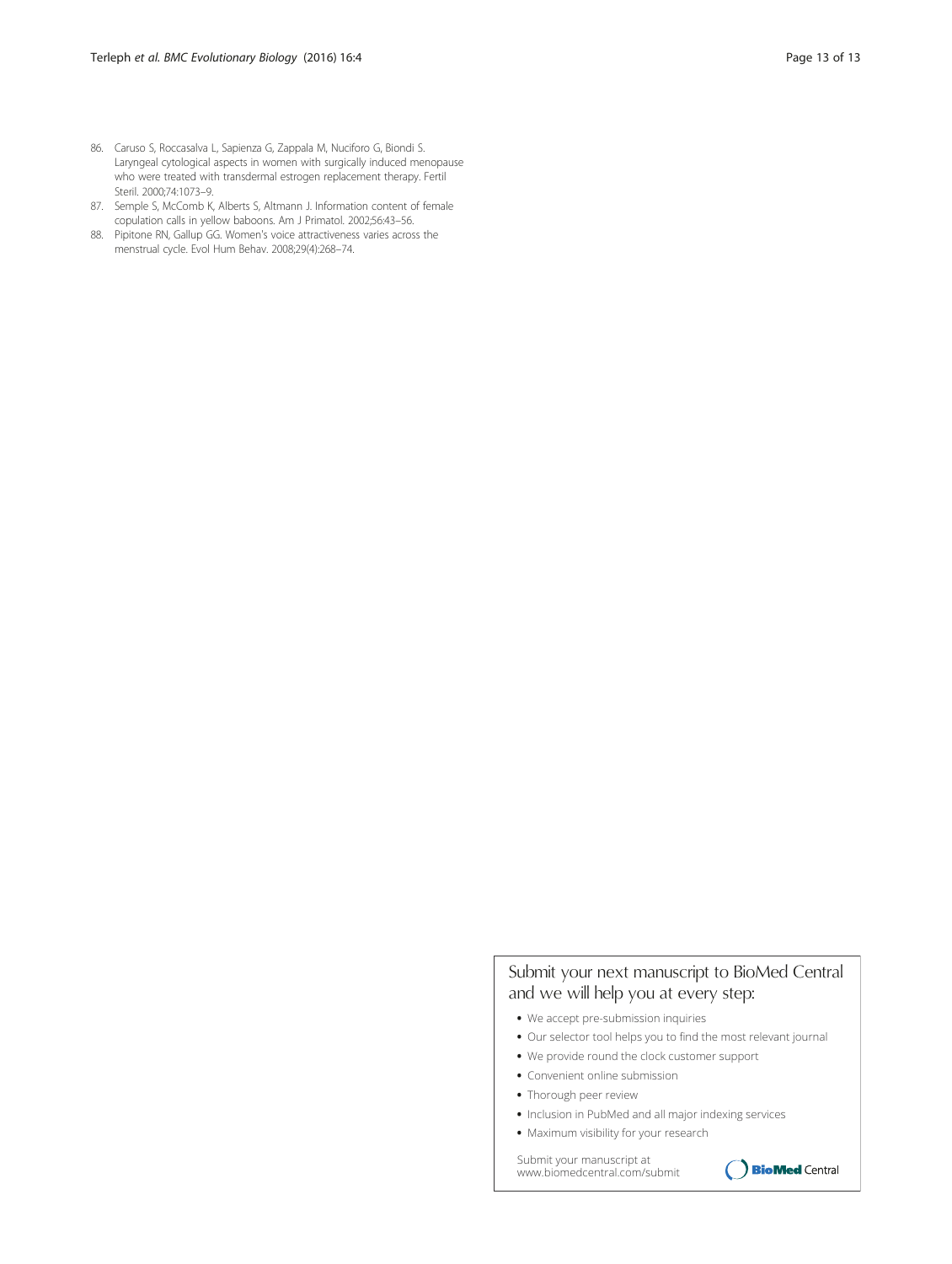86. Caruso S, Roccasalva L, Sapienza G, Zappala M, Nuciforo G, Biondi S. Laryngeal cytological aspects in women with surgically induced menopause who were treated with transdermal estrogen replacement therapy. Fertil Steril. 2000;74:1073–9.
87. Semple S, McComb K, Alberts S, Altmann J. Information content of female copulation calls in yellow baboons. Am J Primatol. 2002;56:43–56.
88. Pipitone RN, Gallup GG. Women's voice attractiveness varies across the menstrual cycle. Evol Hum Behav. 2008;29(4):268–74.

Submit your next manuscript to BioMed Central and we will help you at every step:

- We accept pre-submission inquiries
- Our selector tool helps you to find the most relevant journal
- We provide round the clock customer support
- Convenient online submission
- Thorough peer review
- Inclusion in PubMed and all major indexing services
- Maximum visibility for your research

Submit your manuscript at www.biomedcentral.com/submit

BioMed Central